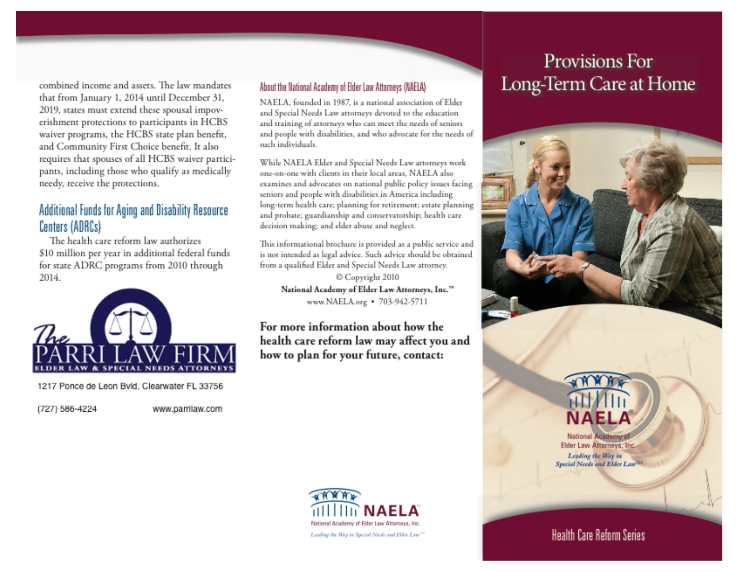combined income and assets. The law mandates that from January 1, 2014 until December 31, 2019, states must extend these spousal impoverishment protections to participants in HCBS waiver programs, the HCBS state plan benefit, and Community First Choice benefit. It also requires that spouses of all HCBS waiver participants, including those who qualify as medically needy, receive the protections.

## Additional Funds for Aging and Disability Resource Centers (ADRCs)

The health care reform law authorizes $10 million per year in additional federal funds for state ADRC programs from 2010 through 2014.

The PARRI LAW FIRM
ELDER LAW & SPECIAL NEEDS ATTORNEYS

1217 Ponce de Leon Bvld, Clearwater FL 33756

(727) 586-4224 www.parrilaw.com

## About the National Academy of Elder Law Attorneys (NAELA)

NAELA, founded in 1987, is a national association of Elder and Special Needs Law attorneys devoted to the education and training of attorneys who can meet the needs of seniors and people with disabilities, and who advocate for the needs of such individuals.

While NAELA Elder and Special Needs Law attorneys work one-on-one with clients in their local areas, NAELA also examines and advocates on national public policy issues facing seniors and people with disabilities in America including long-term health care; planning for retirement; estate planning and probate; guardianship and conservatorship; health care decision making; and elder abuse and neglect.

This informational brochure is provided as a public service and is not intended as legal advice. Such advice should be obtained from a qualified Elder and Special Needs Law attorney.

© Copyright 2010

**National Academy of Elder Law Attorneys, Inc.™**

www.NAELA.org • 703-942-5711

**For more information about how the health care reform law may affect you and how to plan for your future, contact:**

NAELA
National Academy of Elder Law Attorneys, Inc.
*Leading the Way in Special Needs and Elder Law℠*

# Provisions For Long-Term Care at Home

NAELA
National Academy of Elder Law Attorneys, Inc.
*Leading the Way in Special Needs and Elder Law℠*

Health Care Reform Series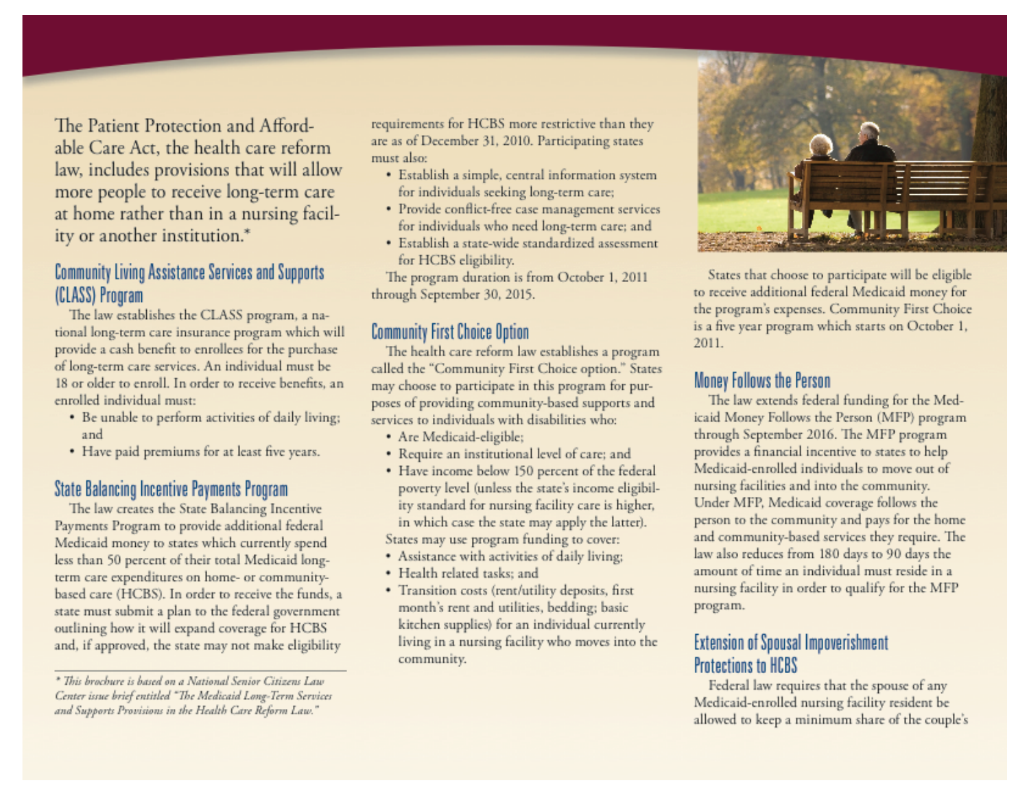The Patient Protection and Affordable Care Act, the health care reform law, includes provisions that will allow more people to receive long-term care at home rather than in a nursing facility or another institution.*

## Community Living Assistance Services and Supports (CLASS) Program

The law establishes the CLASS program, a national long-term care insurance program which will provide a cash benefit to enrollees for the purchase of long-term care services. An individual must be 18 or older to enroll. In order to receive benefits, an enrolled individual must:

- Be unable to perform activities of daily living; and
- Have paid premiums for at least five years.

## State Balancing Incentive Payments Program

The law creates the State Balancing Incentive Payments Program to provide additional federal Medicaid money to states which currently spend less than 50 percent of their total Medicaid long-term care expenditures on home- or community-based care (HCBS). In order to receive the funds, a state must submit a plan to the federal government outlining how it will expand coverage for HCBS and, if approved, the state may not make eligibility requirements for HCBS more restrictive than they are as of December 31, 2010. Participating states must also:

- Establish a simple, central information system for individuals seeking long-term care;
- Provide conflict-free case management services for individuals who need long-term care; and
- Establish a state-wide standardized assessment for HCBS eligibility.

The program duration is from October 1, 2011 through September 30, 2015.

## Community First Choice Option

The health care reform law establishes a program called the "Community First Choice option." States may choose to participate in this program for purposes of providing community-based supports and services to individuals with disabilities who:

- Are Medicaid-eligible;
- Require an institutional level of care; and
- Have income below 150 percent of the federal poverty level (unless the state's income eligibility standard for nursing facility care is higher, in which case the state may apply the latter).

States may use program funding to cover:

- Assistance with activities of daily living;
- Health related tasks; and
- Transition costs (rent/utility deposits, first month's rent and utilities, bedding; basic kitchen supplies) for an individual currently living in a nursing facility who moves into the community.

States that choose to participate will be eligible to receive additional federal Medicaid money for the program's expenses. Community First Choice is a five year program which starts on October 1, 2011.

## Money Follows the Person

The law extends federal funding for the Medicaid Money Follows the Person (MFP) program through September 2016. The MFP program provides a financial incentive to states to help Medicaid-enrolled individuals to move out of nursing facilities and into the community. Under MFP, Medicaid coverage follows the person to the community and pays for the home and community-based services they require. The law also reduces from 180 days to 90 days the amount of time an individual must reside in a nursing facility in order to qualify for the MFP program.

## Extension of Spousal Impoverishment Protections to HCBS

Federal law requires that the spouse of any Medicaid-enrolled nursing facility resident be allowed to keep a minimum share of the couple's

*\* This brochure is based on a National Senior Citizens Law Center issue brief entitled "The Medicaid Long-Term Services and Supports Provisions in the Health Care Reform Law."*